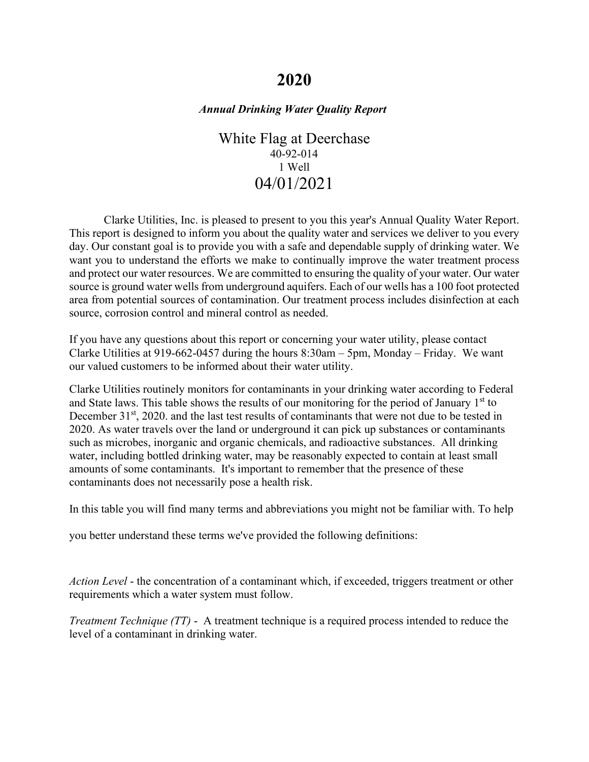# 2020

***Annual Drinking Water Quality Report***

White Flag at Deerchase
40-92-014
1 Well
04/01/2021

Clarke Utilities, Inc. is pleased to present to you this year's Annual Quality Water Report. This report is designed to inform you about the quality water and services we deliver to you every day. Our constant goal is to provide you with a safe and dependable supply of drinking water. We want you to understand the efforts we make to continually improve the water treatment process and protect our water resources. We are committed to ensuring the quality of your water. Our water source is ground water wells from underground aquifers. Each of our wells has a 100 foot protected area from potential sources of contamination. Our treatment process includes disinfection at each source, corrosion control and mineral control as needed.

If you have any questions about this report or concerning your water utility, please contact Clarke Utilities at 919-662-0457 during the hours 8:30am – 5pm, Monday – Friday. We want our valued customers to be informed about their water utility.

Clarke Utilities routinely monitors for contaminants in your drinking water according to Federal and State laws. This table shows the results of our monitoring for the period of January 1st to December 31st, 2020. and the last test results of contaminants that were not due to be tested in 2020. As water travels over the land or underground it can pick up substances or contaminants such as microbes, inorganic and organic chemicals, and radioactive substances. All drinking water, including bottled drinking water, may be reasonably expected to contain at least small amounts of some contaminants. It's important to remember that the presence of these contaminants does not necessarily pose a health risk.

In this table you will find many terms and abbreviations you might not be familiar with. To help you better understand these terms we've provided the following definitions:

*Action Level* - the concentration of a contaminant which, if exceeded, triggers treatment or other requirements which a water system must follow.

*Treatment Technique (TT)* - A treatment technique is a required process intended to reduce the level of a contaminant in drinking water.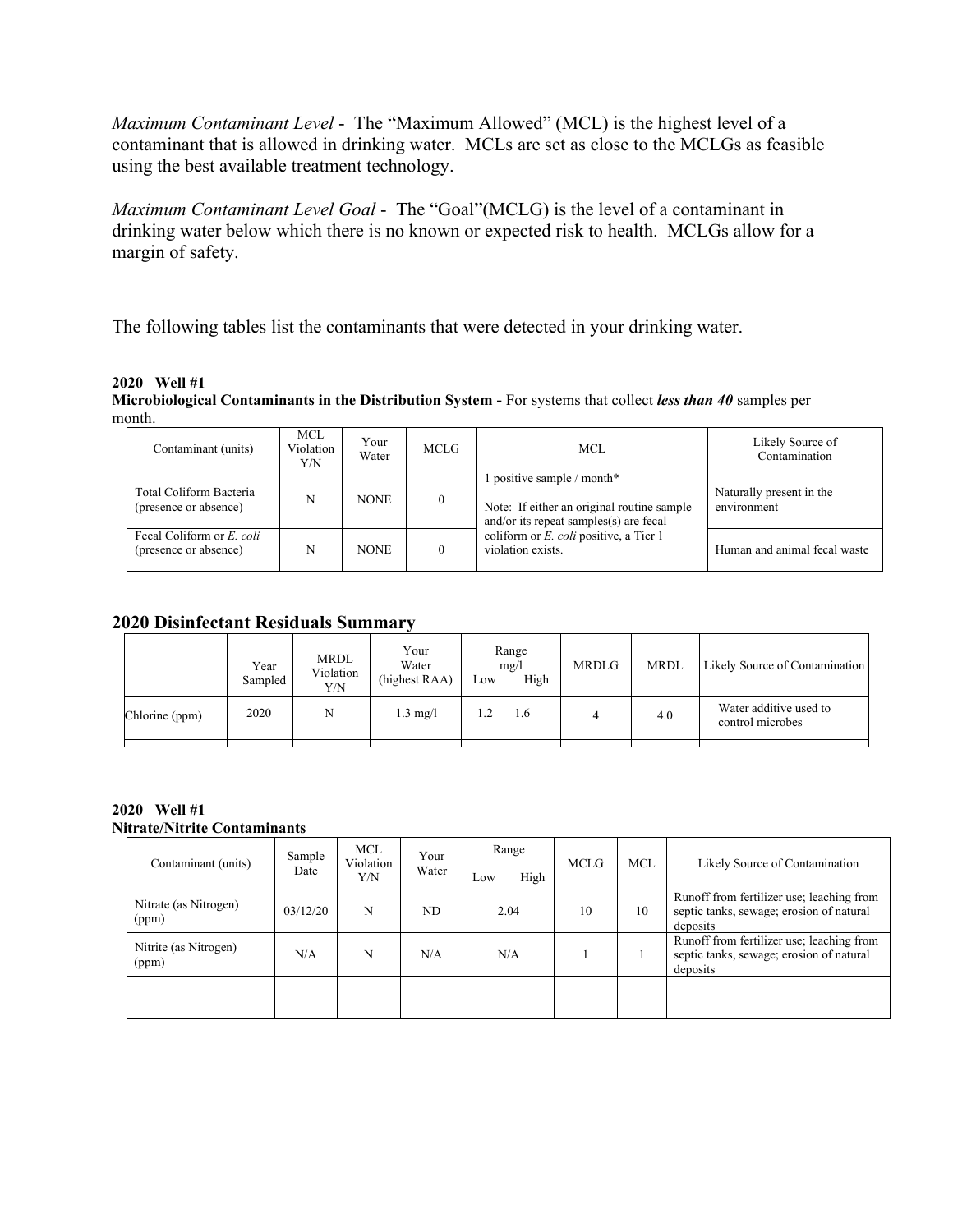*Maximum Contaminant Level* - The "Maximum Allowed" (MCL) is the highest level of a contaminant that is allowed in drinking water. MCLs are set as close to the MCLGs as feasible using the best available treatment technology.

*Maximum Contaminant Level Goal* - The "Goal"(MCLG) is the level of a contaminant in drinking water below which there is no known or expected risk to health. MCLGs allow for a margin of safety.

The following tables list the contaminants that were detected in your drinking water.

**2020 Well #1**
**Microbiological Contaminants in the Distribution System -** For systems that collect ***less than 40*** samples per month.

| Contaminant (units) | MCL Violation Y/N | Your Water | MCLG | MCL | Likely Source of Contamination |
|---|---|---|---|---|---|
| Total Coliform Bacteria (presence or absence) | N | NONE | 0 | 1 positive sample / month* <br> Note: If either an original routine sample and/or its repeat samples(s) are fecal coliform or *E. coli* positive, a Tier 1 violation exists. | Naturally present in the environment |
| Fecal Coliform or *E. coli* (presence or absence) | N | NONE | 0 | | Human and animal fecal waste |

## 2020 Disinfectant Residuals Summary

| | Year Sampled | MRDL Violation Y/N | Your Water (highest RAA) | Range mg/l Low | High | MRDLG | MRDL | Likely Source of Contamination |
|---|---|---|---|---|---|---|---|---|
| Chlorine (ppm) | 2020 | N | 1.3 mg/l | 1.2 | 1.6 | 4 | 4.0 | Water additive used to control microbes |
| | | | | | | | | |
| | | | | | | | | |

**2020 Well #1**
**Nitrate/Nitrite Contaminants**

| Contaminant (units) | Sample Date | MCL Violation Y/N | Your Water | Range Low | High | MCLG | MCL | Likely Source of Contamination |
|---|---|---|---|---|---|---|---|---|
| Nitrate (as Nitrogen) (ppm) | 03/12/20 | N | ND | 2.04 | | 10 | 10 | Runoff from fertilizer use; leaching from septic tanks, sewage; erosion of natural deposits |
| Nitrite (as Nitrogen) (ppm) | N/A | N | N/A | N/A | | 1 | 1 | Runoff from fertilizer use; leaching from septic tanks, sewage; erosion of natural deposits |
| | | | | | | | | |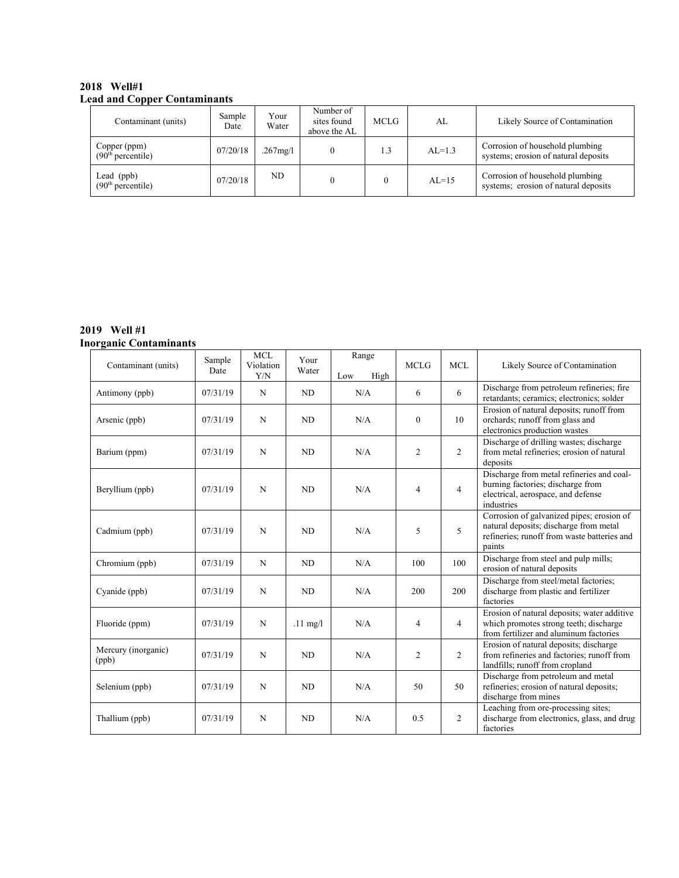**2018 Well#1**
**Lead and Copper Contaminants**

| Contaminant (units) | Sample Date | Your Water | Number of sites found above the AL | MCLG | AL | Likely Source of Contamination |
|---|---|---|---|---|---|---|
| Copper (ppm) (90$^{th}$ percentile) | 07/20/18 | .267mg/l | 0 | 1.3 | AL=1.3 | Corrosion of household plumbing systems; erosion of natural deposits |
| Lead (ppb) (90$^{th}$ percentile) | 07/20/18 | ND | 0 | 0 | AL=15 | Corrosion of household plumbing systems; erosion of natural deposits |

**2019 Well #1**
**Inorganic Contaminants**

| Contaminant (units) | Sample Date | MCL Violation Y/N | Your Water | Range Low High | MCLG | MCL | Likely Source of Contamination |
|---|---|---|---|---|---|---|---|
| Antimony (ppb) | 07/31/19 | N | ND | N/A | 6 | 6 | Discharge from petroleum refineries; fire retardants; ceramics; electronics; solder |
| Arsenic (ppb) | 07/31/19 | N | ND | N/A | 0 | 10 | Erosion of natural deposits; runoff from orchards; runoff from glass and electronics production wastes |
| Barium (ppm) | 07/31/19 | N | ND | N/A | 2 | 2 | Discharge of drilling wastes; discharge from metal refineries; erosion of natural deposits |
| Beryllium (ppb) | 07/31/19 | N | ND | N/A | 4 | 4 | Discharge from metal refineries and coal-burning factories; discharge from electrical, aerospace, and defense industries |
| Cadmium (ppb) | 07/31/19 | N | ND | N/A | 5 | 5 | Corrosion of galvanized pipes; erosion of natural deposits; discharge from metal refineries; runoff from waste batteries and paints |
| Chromium (ppb) | 07/31/19 | N | ND | N/A | 100 | 100 | Discharge from steel and pulp mills; erosion of natural deposits |
| Cyanide (ppb) | 07/31/19 | N | ND | N/A | 200 | 200 | Discharge from steel/metal factories; discharge from plastic and fertilizer factories |
| Fluoride (ppm) | 07/31/19 | N | .11 mg/l | N/A | 4 | 4 | Erosion of natural deposits; water additive which promotes strong teeth; discharge from fertilizer and aluminum factories |
| Mercury (inorganic) (ppb) | 07/31/19 | N | ND | N/A | 2 | 2 | Erosion of natural deposits; discharge from refineries and factories; runoff from landfills; runoff from cropland |
| Selenium (ppb) | 07/31/19 | N | ND | N/A | 50 | 50 | Discharge from petroleum and metal refineries; erosion of natural deposits; discharge from mines |
| Thallium (ppb) | 07/31/19 | N | ND | N/A | 0.5 | 2 | Leaching from ore-processing sites; discharge from electronics, glass, and drug factories |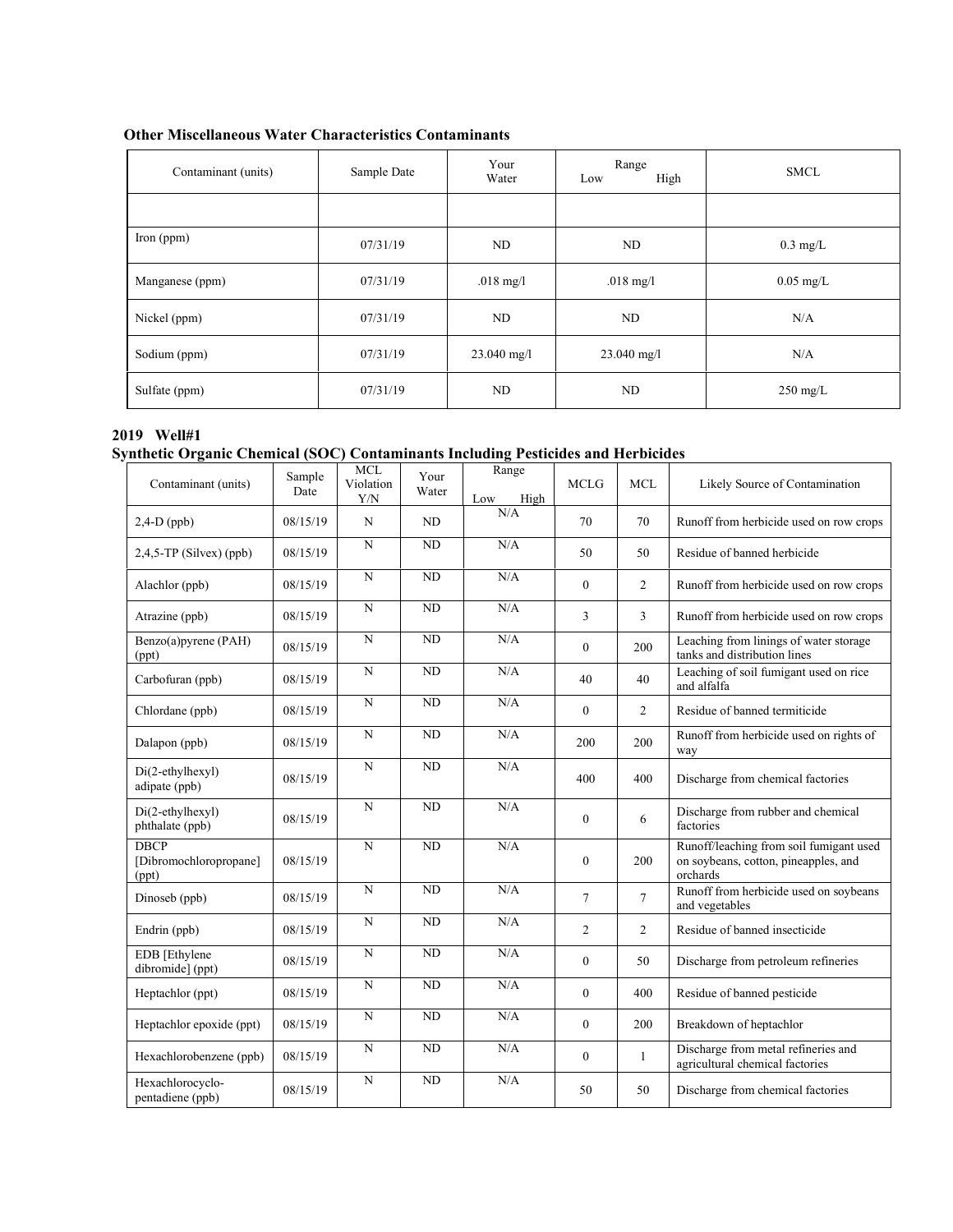**Other Miscellaneous Water Characteristics Contaminants**

| Contaminant (units) | Sample Date | Your Water | Range Low High | SMCL |
|---|---|---|---|---|
| | | | | |
| Iron (ppm) | 07/31/19 | ND | ND | 0.3 mg/L |
| Manganese (ppm) | 07/31/19 | .018 mg/l | .018 mg/l | 0.05 mg/L |
| Nickel (ppm) | 07/31/19 | ND | ND | N/A |
| Sodium (ppm) | 07/31/19 | 23.040 mg/l | 23.040 mg/l | N/A |
| Sulfate (ppm) | 07/31/19 | ND | ND | 250 mg/L |

**2019 Well#1**
**Synthetic Organic Chemical (SOC) Contaminants Including Pesticides and Herbicides**

| Contaminant (units) | Sample Date | MCL Violation Y/N | Your Water | Range Low High | MCLG | MCL | Likely Source of Contamination |
|---|---|---|---|---|---|---|---|
| 2,4-D (ppb) | 08/15/19 | N | ND | N/A | 70 | 70 | Runoff from herbicide used on row crops |
| 2,4,5-TP (Silvex) (ppb) | 08/15/19 | N | ND | N/A | 50 | 50 | Residue of banned herbicide |
| Alachlor (ppb) | 08/15/19 | N | ND | N/A | 0 | 2 | Runoff from herbicide used on row crops |
| Atrazine (ppb) | 08/15/19 | N | ND | N/A | 3 | 3 | Runoff from herbicide used on row crops |
| Benzo(a)pyrene (PAH) (ppt) | 08/15/19 | N | ND | N/A | 0 | 200 | Leaching from linings of water storage tanks and distribution lines |
| Carbofuran (ppb) | 08/15/19 | N | ND | N/A | 40 | 40 | Leaching of soil fumigant used on rice and alfalfa |
| Chlordane (ppb) | 08/15/19 | N | ND | N/A | 0 | 2 | Residue of banned termiticide |
| Dalapon (ppb) | 08/15/19 | N | ND | N/A | 200 | 200 | Runoff from herbicide used on rights of way |
| Di(2-ethylhexyl) adipate (ppb) | 08/15/19 | N | ND | N/A | 400 | 400 | Discharge from chemical factories |
| Di(2-ethylhexyl) phthalate (ppb) | 08/15/19 | N | ND | N/A | 0 | 6 | Discharge from rubber and chemical factories |
| DBCP [Dibromochloropropane] (ppt) | 08/15/19 | N | ND | N/A | 0 | 200 | Runoff/leaching from soil fumigant used on soybeans, cotton, pineapples, and orchards |
| Dinoseb (ppb) | 08/15/19 | N | ND | N/A | 7 | 7 | Runoff from herbicide used on soybeans and vegetables |
| Endrin (ppb) | 08/15/19 | N | ND | N/A | 2 | 2 | Residue of banned insecticide |
| EDB [Ethylene dibromide] (ppt) | 08/15/19 | N | ND | N/A | 0 | 50 | Discharge from petroleum refineries |
| Heptachlor (ppt) | 08/15/19 | N | ND | N/A | 0 | 400 | Residue of banned pesticide |
| Heptachlor epoxide (ppt) | 08/15/19 | N | ND | N/A | 0 | 200 | Breakdown of heptachlor |
| Hexachlorobenzene (ppb) | 08/15/19 | N | ND | N/A | 0 | 1 | Discharge from metal refineries and agricultural chemical factories |
| Hexachlorocyclo-pentadiene (ppb) | 08/15/19 | N | ND | N/A | 50 | 50 | Discharge from chemical factories |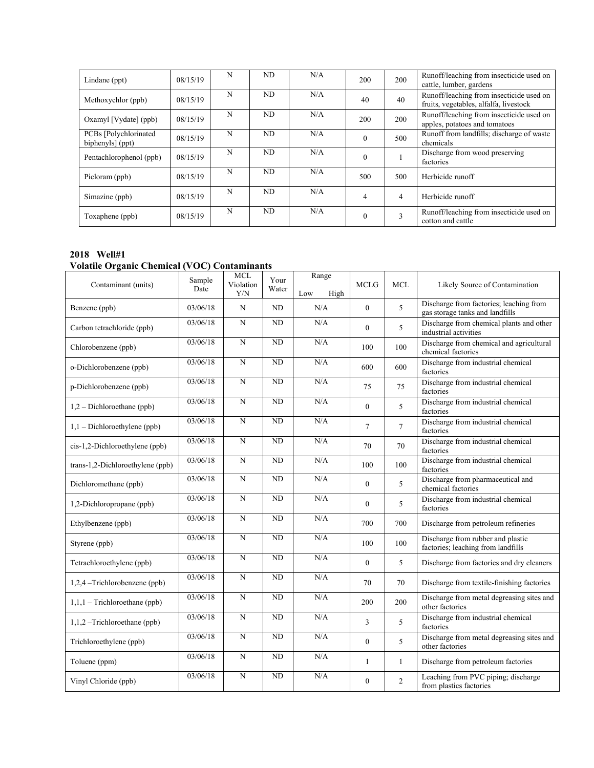| | | | | | | | |
|---|---|---|---|---|---|---|---|
| Lindane (ppt) | 08/15/19 | N | ND | N/A | 200 | 200 | Runoff/leaching from insecticide used on cattle, lumber, gardens |
| Methoxychlor (ppb) | 08/15/19 | N | ND | N/A | 40 | 40 | Runoff/leaching from insecticide used on fruits, vegetables, alfalfa, livestock |
| Oxamyl [Vydate] (ppb) | 08/15/19 | N | ND | N/A | 200 | 200 | Runoff/leaching from insecticide used on apples, potatoes and tomatoes |
| PCBs [Polychlorinated biphenyls] (ppt) | 08/15/19 | N | ND | N/A | 0 | 500 | Runoff from landfills; discharge of waste chemicals |
| Pentachlorophenol (ppb) | 08/15/19 | N | ND | N/A | 0 | 1 | Discharge from wood preserving factories |
| Picloram (ppb) | 08/15/19 | N | ND | N/A | 500 | 500 | Herbicide runoff |
| Simazine (ppb) | 08/15/19 | N | ND | N/A | 4 | 4 | Herbicide runoff |
| Toxaphene (ppb) | 08/15/19 | N | ND | N/A | 0 | 3 | Runoff/leaching from insecticide used on cotton and cattle |

**2018 Well#1**
**Volatile Organic Chemical (VOC) Contaminants**

| Contaminant (units) | Sample Date | MCL Violation Y/N | Your Water | Range Low High | MCLG | MCL | Likely Source of Contamination |
|---|---|---|---|---|---|---|---|
| Benzene (ppb) | 03/06/18 | N | ND | N/A | 0 | 5 | Discharge from factories; leaching from gas storage tanks and landfills |
| Carbon tetrachloride (ppb) | 03/06/18 | N | ND | N/A | 0 | 5 | Discharge from chemical plants and other industrial activities |
| Chlorobenzene (ppb) | 03/06/18 | N | ND | N/A | 100 | 100 | Discharge from chemical and agricultural chemical factories |
| o-Dichlorobenzene (ppb) | 03/06/18 | N | ND | N/A | 600 | 600 | Discharge from industrial chemical factories |
| p-Dichlorobenzene (ppb) | 03/06/18 | N | ND | N/A | 75 | 75 | Discharge from industrial chemical factories |
| 1,2 – Dichloroethane (ppb) | 03/06/18 | N | ND | N/A | 0 | 5 | Discharge from industrial chemical factories |
| 1,1 – Dichloroethylene (ppb) | 03/06/18 | N | ND | N/A | 7 | 7 | Discharge from industrial chemical factories |
| cis-1,2-Dichloroethylene (ppb) | 03/06/18 | N | ND | N/A | 70 | 70 | Discharge from industrial chemical factories |
| trans-1,2-Dichloroethylene (ppb) | 03/06/18 | N | ND | N/A | 100 | 100 | Discharge from industrial chemical factories |
| Dichloromethane (ppb) | 03/06/18 | N | ND | N/A | 0 | 5 | Discharge from pharmaceutical and chemical factories |
| 1,2-Dichloropropane (ppb) | 03/06/18 | N | ND | N/A | 0 | 5 | Discharge from industrial chemical factories |
| Ethylbenzene (ppb) | 03/06/18 | N | ND | N/A | 700 | 700 | Discharge from petroleum refineries |
| Styrene (ppb) | 03/06/18 | N | ND | N/A | 100 | 100 | Discharge from rubber and plastic factories; leaching from landfills |
| Tetrachloroethylene (ppb) | 03/06/18 | N | ND | N/A | 0 | 5 | Discharge from factories and dry cleaners |
| 1,2,4 –Trichlorobenzene (ppb) | 03/06/18 | N | ND | N/A | 70 | 70 | Discharge from textile-finishing factories |
| 1,1,1 – Trichloroethane (ppb) | 03/06/18 | N | ND | N/A | 200 | 200 | Discharge from metal degreasing sites and other factories |
| 1,1,2 –Trichloroethane (ppb) | 03/06/18 | N | ND | N/A | 3 | 5 | Discharge from industrial chemical factories |
| Trichloroethylene (ppb) | 03/06/18 | N | ND | N/A | 0 | 5 | Discharge from metal degreasing sites and other factories |
| Toluene (ppm) | 03/06/18 | N | ND | N/A | 1 | 1 | Discharge from petroleum factories |
| Vinyl Chloride (ppb) | 03/06/18 | N | ND | N/A | 0 | 2 | Leaching from PVC piping; discharge from plastics factories |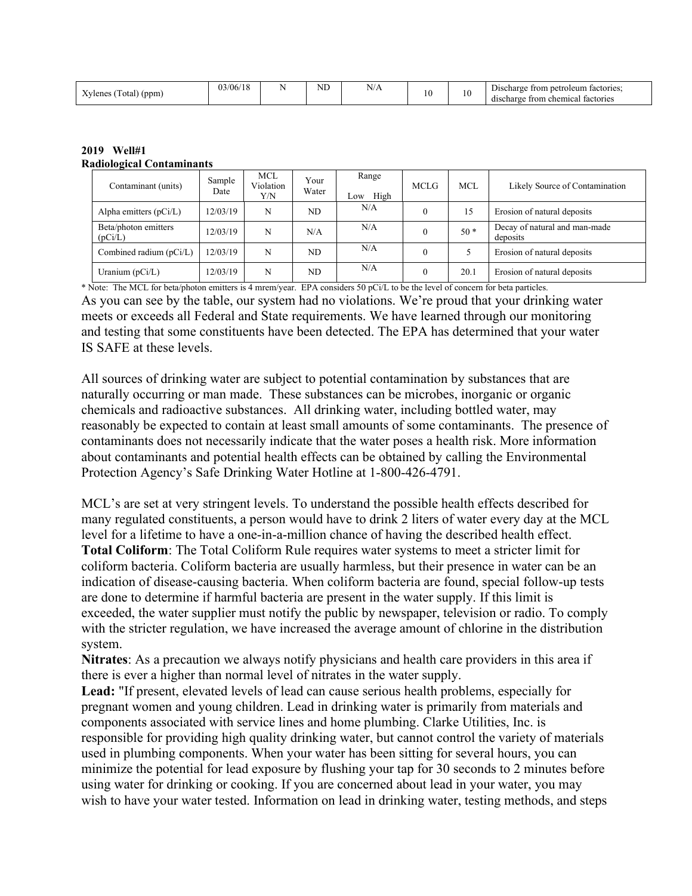| Xylenes (Total) (ppm) | 03/06/18 | N | ND | N/A | 10 | 10 | Discharge from petroleum factories; discharge from chemical factories |
|---|---|---|---|---|---|---|---|

**2019 Well#1**
**Radiological Contaminants**

| Contaminant (units) | Sample Date | MCL Violation Y/N | Your Water | Range Low High | MCLG | MCL | Likely Source of Contamination |
|---|---|---|---|---|---|---|---|
| Alpha emitters (pCi/L) | 12/03/19 | N | ND | N/A | 0 | 15 | Erosion of natural deposits |
| Beta/photon emitters (pCi/L) | 12/03/19 | N | N/A | N/A | 0 | 50 * | Decay of natural and man-made deposits |
| Combined radium (pCi/L) | 12/03/19 | N | ND | N/A | 0 | 5 | Erosion of natural deposits |
| Uranium (pCi/L) | 12/03/19 | N | ND | N/A | 0 | 20.1 | Erosion of natural deposits |

* Note: The MCL for beta/photon emitters is 4 mrem/year. EPA considers 50 pCi/L to be the level of concern for beta particles.

As you can see by the table, our system had no violations. We're proud that your drinking water meets or exceeds all Federal and State requirements. We have learned through our monitoring and testing that some constituents have been detected. The EPA has determined that your water IS SAFE at these levels.

All sources of drinking water are subject to potential contamination by substances that are naturally occurring or man made. These substances can be microbes, inorganic or organic chemicals and radioactive substances. All drinking water, including bottled water, may reasonably be expected to contain at least small amounts of some contaminants. The presence of contaminants does not necessarily indicate that the water poses a health risk. More information about contaminants and potential health effects can be obtained by calling the Environmental Protection Agency's Safe Drinking Water Hotline at 1-800-426-4791.

MCL's are set at very stringent levels. To understand the possible health effects described for many regulated constituents, a person would have to drink 2 liters of water every day at the MCL level for a lifetime to have a one-in-a-million chance of having the described health effect.

**Total Coliform**: The Total Coliform Rule requires water systems to meet a stricter limit for coliform bacteria. Coliform bacteria are usually harmless, but their presence in water can be an indication of disease-causing bacteria. When coliform bacteria are found, special follow-up tests are done to determine if harmful bacteria are present in the water supply. If this limit is exceeded, the water supplier must notify the public by newspaper, television or radio. To comply with the stricter regulation, we have increased the average amount of chlorine in the distribution system.

**Nitrates**: As a precaution we always notify physicians and health care providers in this area if there is ever a higher than normal level of nitrates in the water supply.

**Lead:** "If present, elevated levels of lead can cause serious health problems, especially for pregnant women and young children. Lead in drinking water is primarily from materials and components associated with service lines and home plumbing. Clarke Utilities, Inc. is responsible for providing high quality drinking water, but cannot control the variety of materials used in plumbing components. When your water has been sitting for several hours, you can minimize the potential for lead exposure by flushing your tap for 30 seconds to 2 minutes before using water for drinking or cooking. If you are concerned about lead in your water, you may wish to have your water tested. Information on lead in drinking water, testing methods, and steps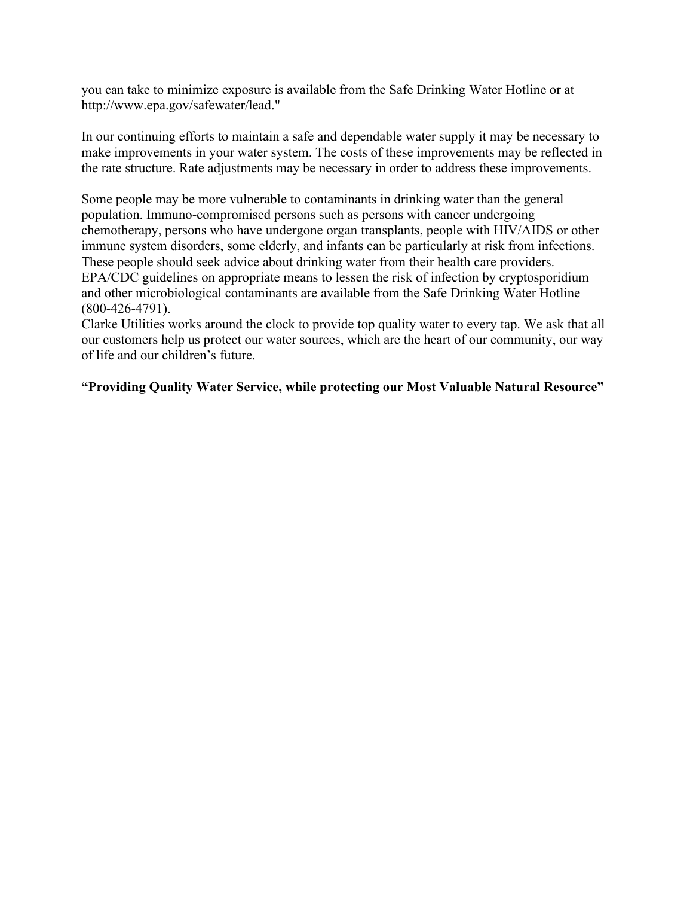you can take to minimize exposure is available from the Safe Drinking Water Hotline or at http://www.epa.gov/safewater/lead."

In our continuing efforts to maintain a safe and dependable water supply it may be necessary to make improvements in your water system. The costs of these improvements may be reflected in the rate structure. Rate adjustments may be necessary in order to address these improvements.

Some people may be more vulnerable to contaminants in drinking water than the general population. Immuno-compromised persons such as persons with cancer undergoing chemotherapy, persons who have undergone organ transplants, people with HIV/AIDS or other immune system disorders, some elderly, and infants can be particularly at risk from infections. These people should seek advice about drinking water from their health care providers. EPA/CDC guidelines on appropriate means to lessen the risk of infection by cryptosporidium and other microbiological contaminants are available from the Safe Drinking Water Hotline (800-426-4791).

Clarke Utilities works around the clock to provide top quality water to every tap. We ask that all our customers help us protect our water sources, which are the heart of our community, our way of life and our children's future.

**"Providing Quality Water Service, while protecting our Most Valuable Natural Resource"**